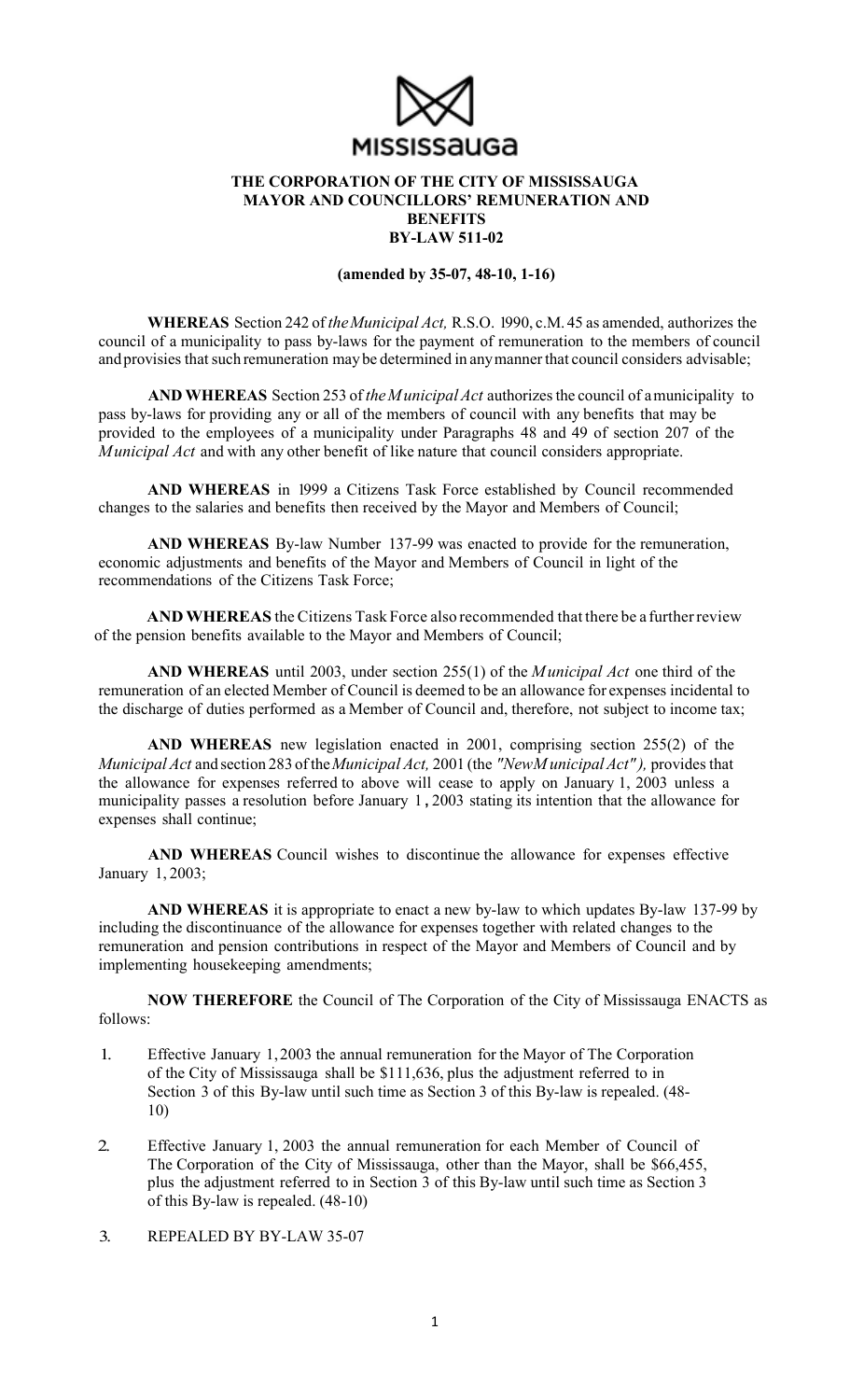MISSISSAUGA

**THE CORPORATION OF THE CITY OF MISSISSAUGA**
**MAYOR AND COUNCILLORS' REMUNERATION AND BENEFITS**
**BY-LAW 511-02**

**(amended by 35-07, 48-10, 1-16)**

**WHEREAS** Section 242 of *the Municipal Act,* R.S.O. 1990, c.M. 45 as amended, authorizes the council of a municipality to pass by-laws for the payment of remuneration to the members of council and provisies that such remuneration may be determined in any manner that council considers advisable;

**AND WHEREAS** Section 253 of *the Municipal Act* authorizes the council of a municipality to pass by-laws for providing any or all of the members of council with any benefits that may be provided to the employees of a municipality under Paragraphs 48 and 49 of section 207 of the *Municipal Act* and with any other benefit of like nature that council considers appropriate.

**AND WHEREAS** in 1999 a Citizens Task Force established by Council recommended changes to the salaries and benefits then received by the Mayor and Members of Council;

**AND WHEREAS** By-law Number 137-99 was enacted to provide for the remuneration, economic adjustments and benefits of the Mayor and Members of Council in light of the recommendations of the Citizens Task Force;

**AND WHEREAS** the Citizens Task Force also recommended that there be a further review of the pension benefits available to the Mayor and Members of Council;

**AND WHEREAS** until 2003, under section 255(1) of the *Municipal Act* one third of the remuneration of an elected Member of Council is deemed to be an allowance for expenses incidental to the discharge of duties performed as a Member of Council and, therefore, not subject to income tax;

**AND WHEREAS** new legislation enacted in 2001, comprising section 255(2) of the *Municipal Act* and section 283 of the *Municipal Act,* 2001 (the *"New Municipal Act"),* provides that the allowance for expenses referred to above will cease to apply on January 1, 2003 unless a municipality passes a resolution before January 1, 2003 stating its intention that the allowance for expenses shall continue;

**AND WHEREAS** Council wishes to discontinue the allowance for expenses effective January 1, 2003;

**AND WHEREAS** it is appropriate to enact a new by-law to which updates By-law 137-99 by including the discontinuance of the allowance for expenses together with related changes to the remuneration and pension contributions in respect of the Mayor and Members of Council and by implementing housekeeping amendments;

**NOW THEREFORE** the Council of The Corporation of the City of Mississauga ENACTS as follows:

1. Effective January 1, 2003 the annual remuneration for the Mayor of The Corporation of the City of Mississauga shall be $111,636, plus the adjustment referred to in Section 3 of this By-law until such time as Section 3 of this By-law is repealed. (48-10)

2. Effective January 1, 2003 the annual remuneration for each Member of Council of The Corporation of the City of Mississauga, other than the Mayor, shall be $66,455, plus the adjustment referred to in Section 3 of this By-law until such time as Section 3 of this By-law is repealed. (48-10)

3. REPEALED BY BY-LAW 35-07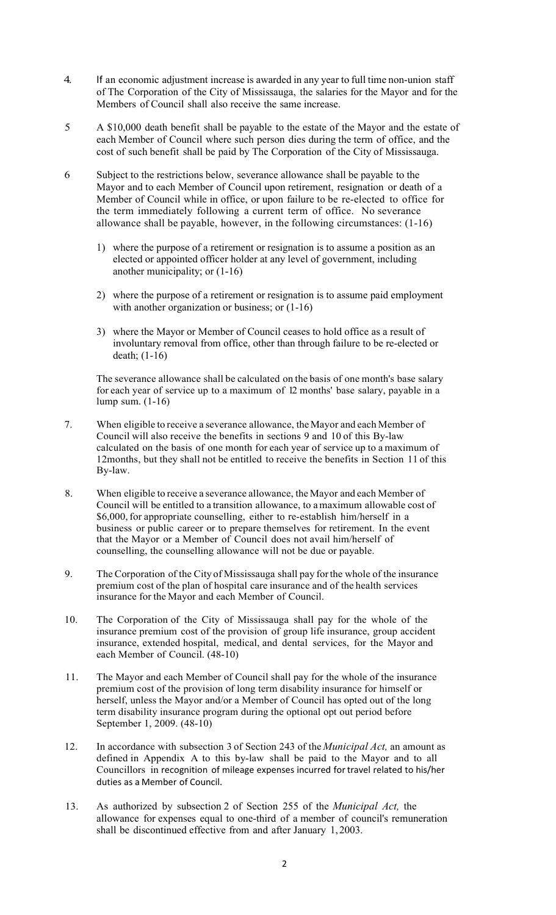4. If an economic adjustment increase is awarded in any year to full time non-union staff of The Corporation of the City of Mississauga, the salaries for the Mayor and for the Members of Council shall also receive the same increase.

5 A $10,000 death benefit shall be payable to the estate of the Mayor and the estate of each Member of Council where such person dies during the term of office, and the cost of such benefit shall be paid by The Corporation of the City of Mississauga.

6 Subject to the restrictions below, severance allowance shall be payable to the Mayor and to each Member of Council upon retirement, resignation or death of a Member of Council while in office, or upon failure to be re-elected to office for the term immediately following a current term of office. No severance allowance shall be payable, however, in the following circumstances: (1-16)

1) where the purpose of a retirement or resignation is to assume a position as an elected or appointed officer holder at any level of government, including another municipality; or (1-16)

2) where the purpose of a retirement or resignation is to assume paid employment with another organization or business; or (1-16)

3) where the Mayor or Member of Council ceases to hold office as a result of involuntary removal from office, other than through failure to be re-elected or death; (1-16)

The severance allowance shall be calculated on the basis of one month's base salary for each year of service up to a maximum of 12 months' base salary, payable in a lump sum. (1-16)

7. When eligible to receive a severance allowance, the Mayor and each Member of Council will also receive the benefits in sections 9 and 10 of this By-law calculated on the basis of one month for each year of service up to a maximum of 12months, but they shall not be entitled to receive the benefits in Section 11 of this By-law.

8. When eligible to receive a severance allowance, the Mayor and each Member of Council will be entitled to a transition allowance, to a maximum allowable cost of $6,000, for appropriate counselling, either to re-establish him/herself in a business or public career or to prepare themselves for retirement. In the event that the Mayor or a Member of Council does not avail him/herself of counselling, the counselling allowance will not be due or payable.

9. The Corporation of the City of Mississauga shall pay for the whole of the insurance premium cost of the plan of hospital care insurance and of the health services insurance for the Mayor and each Member of Council.

10. The Corporation of the City of Mississauga shall pay for the whole of the insurance premium cost of the provision of group life insurance, group accident insurance, extended hospital, medical, and dental services, for the Mayor and each Member of Council. (48-10)

11. The Mayor and each Member of Council shall pay for the whole of the insurance premium cost of the provision of long term disability insurance for himself or herself, unless the Mayor and/or a Member of Council has opted out of the long term disability insurance program during the optional opt out period before September 1, 2009. (48-10)

12. In accordance with subsection 3 of Section 243 of the *Municipal Act,* an amount as defined in Appendix A to this by-law shall be paid to the Mayor and to all Councillors in recognition of mileage expenses incurred for travel related to his/her duties as a Member of Council.

13. As authorized by subsection 2 of Section 255 of the *Municipal Act,* the allowance for expenses equal to one-third of a member of council's remuneration shall be discontinued effective from and after January 1, 2003.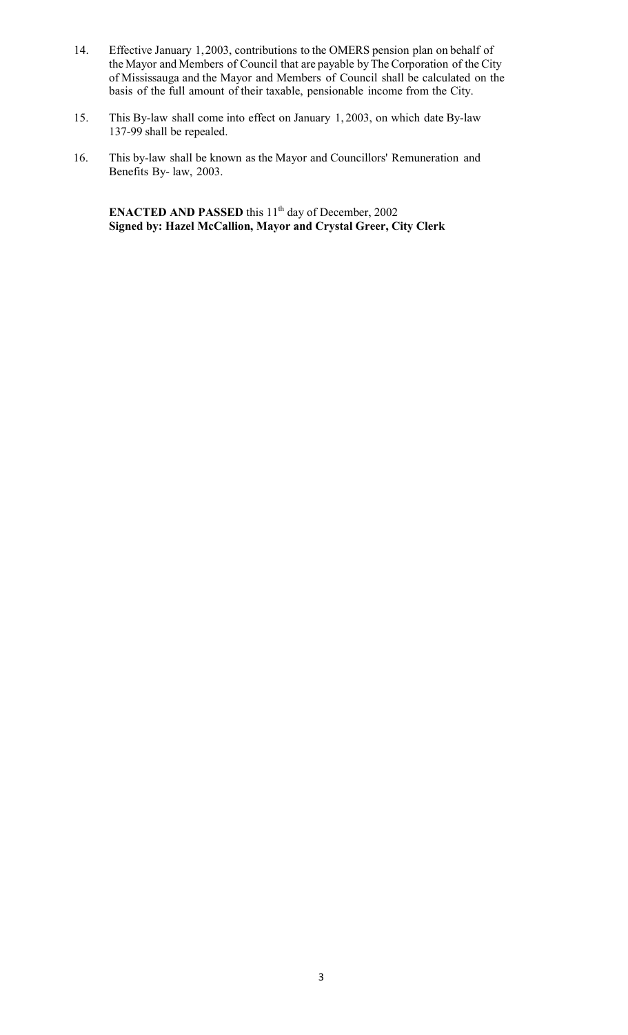14. Effective January 1, 2003, contributions to the OMERS pension plan on behalf of the Mayor and Members of Council that are payable by The Corporation of the City of Mississauga and the Mayor and Members of Council shall be calculated on the basis of the full amount of their taxable, pensionable income from the City.

15. This By-law shall come into effect on January 1, 2003, on which date By-law 137-99 shall be repealed.

16. This by-law shall be known as the Mayor and Councillors' Remuneration and Benefits By- law, 2003.

**ENACTED AND PASSED** this 11th day of December, 2002
**Signed by: Hazel McCallion, Mayor and Crystal Greer, City Clerk**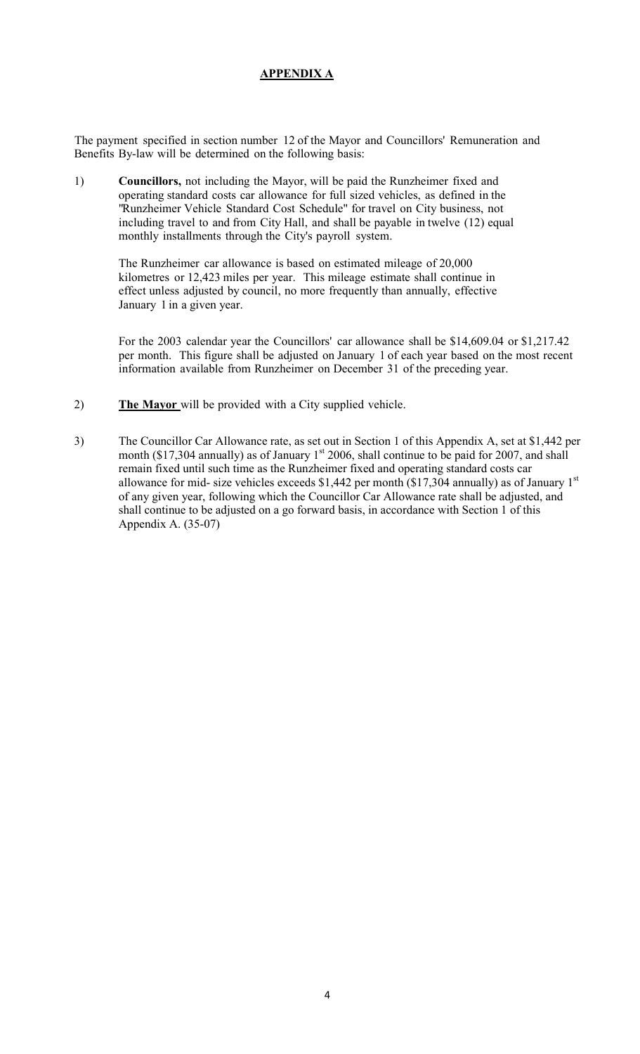## APPENDIX A

The payment specified in section number 12 of the Mayor and Councillors' Remuneration and Benefits By-law will be determined on the following basis:

1) **Councillors,** not including the Mayor, will be paid the Runzheimer fixed and operating standard costs car allowance for full sized vehicles, as defined in the "Runzheimer Vehicle Standard Cost Schedule" for travel on City business, not including travel to and from City Hall, and shall be payable in twelve (12) equal monthly installments through the City's payroll system.

   The Runzheimer car allowance is based on estimated mileage of 20,000 kilometres or 12,423 miles per year. This mileage estimate shall continue in effect unless adjusted by council, no more frequently than annually, effective January 1 in a given year.

   For the 2003 calendar year the Councillors' car allowance shall be $14,609.04 or $1,217.42 per month. This figure shall be adjusted on January 1 of each year based on the most recent information available from Runzheimer on December 31 of the preceding year.

2) **The Mayor** will be provided with a City supplied vehicle.

3) The Councillor Car Allowance rate, as set out in Section 1 of this Appendix A, set at $1,442 per month ($17,304 annually) as of January 1st 2006, shall continue to be paid for 2007, and shall remain fixed until such time as the Runzheimer fixed and operating standard costs car allowance for mid- size vehicles exceeds $1,442 per month ($17,304 annually) as of January 1st of any given year, following which the Councillor Car Allowance rate shall be adjusted, and shall continue to be adjusted on a go forward basis, in accordance with Section 1 of this Appendix A. (35-07)